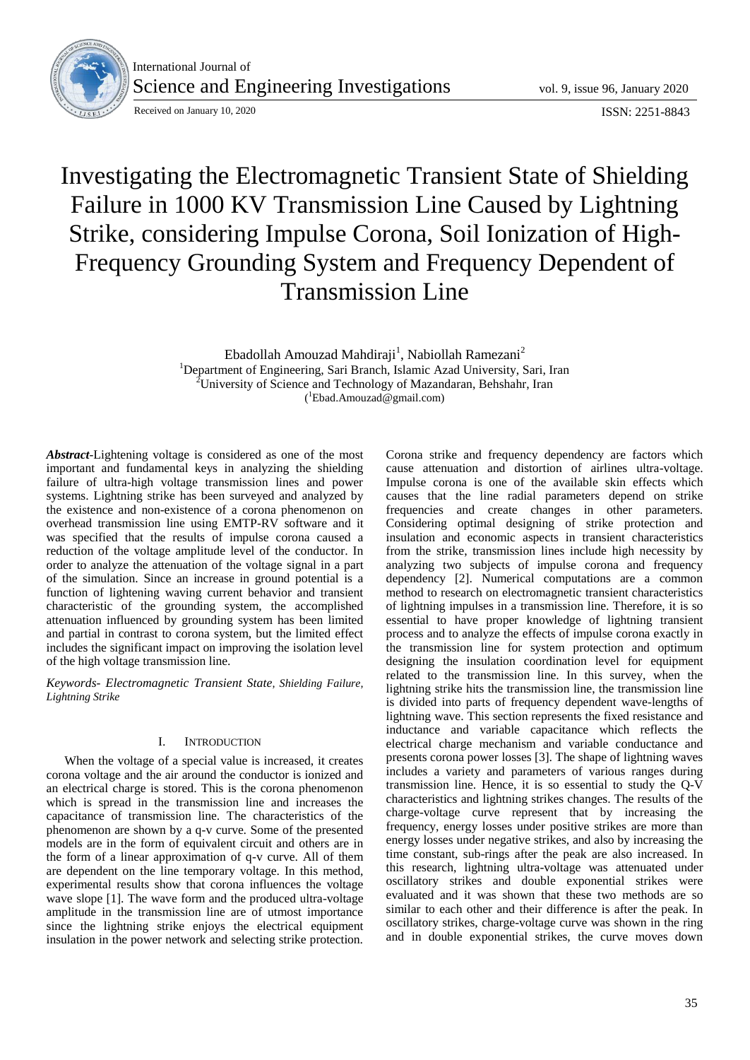# Investigating the Electromagnetic Transient State of Shielding Failure in 1000 KV Transmission Line Caused by Lightning Strike, considering Impulse Corona, Soil Ionization of High-Frequency Grounding System and Frequency Dependent of Transmission Line

Ebadollah Amouzad Mahdiraji[1], Nabiollah Ramezani[2]

[1]Department of Engineering, Sari Branch, Islamic Azad University, Sari, Iran

[2]University of Science and Technology of Mazandaran, Behshahr, Iran

([1]Ebad.Amouzad@gmail.com)

***Abstract*****-**Lightening voltage is considered as one of the most important and fundamental keys in analyzing the shielding failure of ultra-high voltage transmission lines and power systems. Lightning strike has been surveyed and analyzed by the existence and non-existence of a corona phenomenon on overhead transmission line using EMTP-RV software and it was specified that the results of impulse corona caused a reduction of the voltage amplitude level of the conductor. In order to analyze the attenuation of the voltage signal in a part of the simulation. Since an increase in ground potential is a function of lightening waving current behavior and transient characteristic of the grounding system, the accomplished attenuation influenced by grounding system has been limited and partial in contrast to corona system, but the limited effect includes the significant impact on improving the isolation level of the high voltage transmission line.

*Keywords- Electromagnetic Transient State, Shielding Failure, Lightning Strike*

## I. INTRODUCTION

When the voltage of a special value is increased, it creates corona voltage and the air around the conductor is ionized and an electrical charge is stored. This is the corona phenomenon which is spread in the transmission line and increases the capacitance of transmission line. The characteristics of the phenomenon are shown by a q-v curve. Some of the presented models are in the form of equivalent circuit and others are in the form of a linear approximation of q-v curve. All of them are dependent on the line temporary voltage. In this method, experimental results show that corona influences the voltage wave slope [1]. The wave form and the produced ultra-voltage amplitude in the transmission line are of utmost importance since the lightning strike enjoys the electrical equipment insulation in the power network and selecting strike protection. Corona strike and frequency dependency are factors which cause attenuation and distortion of airlines ultra-voltage. Impulse corona is one of the available skin effects which causes that the line radial parameters depend on strike frequencies and create changes in other parameters. Considering optimal designing of strike protection and insulation and economic aspects in transient characteristics from the strike, transmission lines include high necessity by analyzing two subjects of impulse corona and frequency dependency [2]. Numerical computations are a common method to research on electromagnetic transient characteristics of lightning impulses in a transmission line. Therefore, it is so essential to have proper knowledge of lightning transient process and to analyze the effects of impulse corona exactly in the transmission line for system protection and optimum designing the insulation coordination level for equipment related to the transmission line. In this survey, when the lightning strike hits the transmission line, the transmission line is divided into parts of frequency dependent wave-lengths of lightning wave. This section represents the fixed resistance and inductance and variable capacitance which reflects the electrical charge mechanism and variable conductance and presents corona power losses [3]. The shape of lightning waves includes a variety and parameters of various ranges during transmission line. Hence, it is so essential to study the Q-V characteristics and lightning strikes changes. The results of the charge-voltage curve represent that by increasing the frequency, energy losses under positive strikes are more than energy losses under negative strikes, and also by increasing the time constant, sub-rings after the peak are also increased. In this research, lightning ultra-voltage was attenuated under oscillatory strikes and double exponential strikes were evaluated and it was shown that these two methods are so similar to each other and their difference is after the peak. In oscillatory strikes, charge-voltage curve was shown in the ring and in double exponential strikes, the curve moves down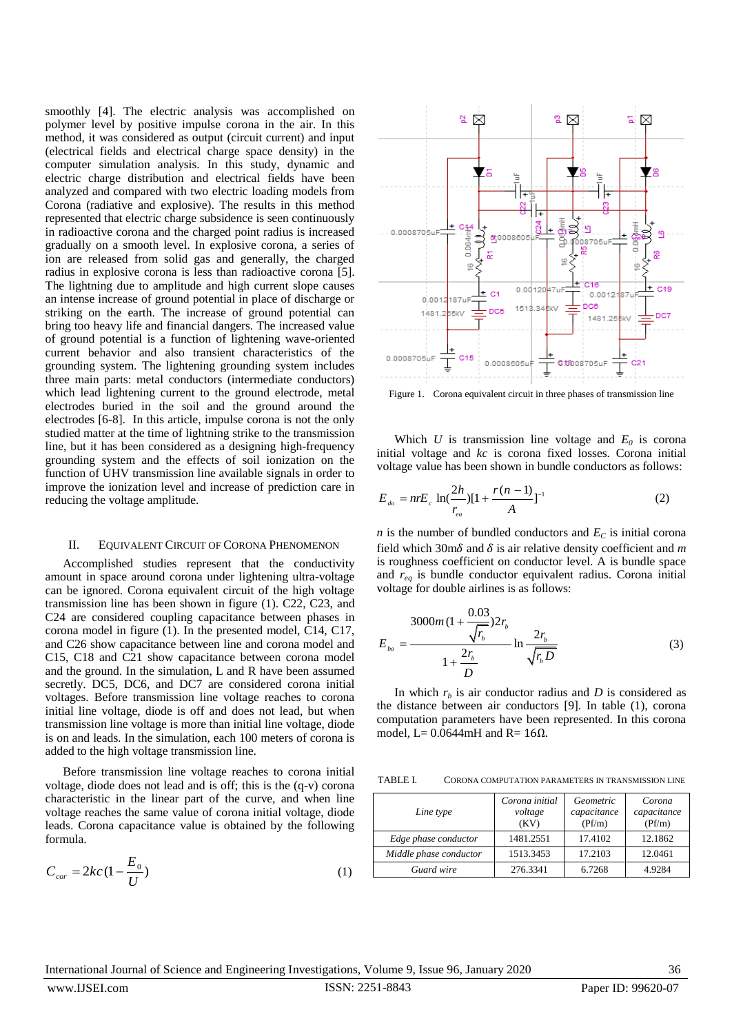smoothly [4]. The electric analysis was accomplished on polymer level by positive impulse corona in the air. In this method, it was considered as output (circuit current) and input (electrical fields and electrical charge space density) in the computer simulation analysis. In this study, dynamic and electric charge distribution and electrical fields have been analyzed and compared with two electric loading models from Corona (radiative and explosive). The results in this method represented that electric charge subsidence is seen continuously in radioactive corona and the charged point radius is increased gradually on a smooth level. In explosive corona, a series of ion are released from solid gas and generally, the charged radius in explosive corona is less than radioactive corona [5]. The lightning due to amplitude and high current slope causes an intense increase of ground potential in place of discharge or striking on the earth. The increase of ground potential can bring too heavy life and financial dangers. The increased value of ground potential is a function of lightening wave-oriented current behavior and also transient characteristics of the grounding system. The lightening grounding system includes three main parts: metal conductors (intermediate conductors) which lead lightening current to the ground electrode, metal electrodes buried in the soil and the ground around the electrodes [6-8]. In this article, impulse corona is not the only studied matter at the time of lightning strike to the transmission line, but it has been considered as a designing high-frequency grounding system and the effects of soil ionization on the function of UHV transmission line available signals in order to improve the ionization level and increase of prediction care in reducing the voltage amplitude.

## II. Equivalent Circuit of Corona Phenomenon

Accomplished studies represent that the conductivity amount in space around corona under lightening ultra-voltage can be ignored. Corona equivalent circuit of the high voltage transmission line has been shown in figure (1). C22, C23, and C24 are considered coupling capacitance between phases in corona model in figure (1). In the presented model, C14, C17, and C26 show capacitance between line and corona model and C15, C18 and C21 show capacitance between corona model and the ground. In the simulation, L and R have been assumed secretly. DC5, DC6, and DC7 are considered corona initial voltages. Before transmission line voltage reaches to corona initial line voltage, diode is off and does not lead, but when transmission line voltage is more than initial line voltage, diode is on and leads. In the simulation, each 100 meters of corona is added to the high voltage transmission line.

Before transmission line voltage reaches to corona initial voltage, diode does not lead and is off; this is the (q-v) corona characteristic in the linear part of the curve, and when line voltage reaches the same value of corona initial voltage, diode leads. Corona capacitance value is obtained by the following formula.

$$C_{cor} = 2kc(1 - \frac{E_0}{U}) \tag{1}$$

Figure 1. Corona equivalent circuit in three phases of transmission line

Which $U$ is transmission line voltage and $E_0$ is corona initial voltage and $kc$ is corona fixed losses. Corona initial voltage value has been shown in bundle conductors as follows:

$$E_{do} = nrE_c \ln(\frac{2h}{r_{ea}})[1 + \frac{r(n-1)}{A}]^{-1} \tag{2}$$

$n$ is the number of bundled conductors and $E_C$ is initial corona field which 30m$\delta$ and $\delta$ is air relative density coefficient and $m$ is roughness coefficient on conductor level. A is bundle space and $r_{eq}$ is bundle conductor equivalent radius. Corona initial voltage for double airlines is as follows:

$$E_{bo} = \frac{3000m(1 + \frac{0.03}{\sqrt{r_b}})2r_b}{1 + \frac{2r_b}{D}} \ln\frac{2r_b}{\sqrt{r_b D}} \tag{3}$$

In which $r_b$ is air conductor radius and $D$ is considered as the distance between air conductors [9]. In table (1), corona computation parameters have been represented. In this corona model, L= 0.0644mH and R= 16Ω.

TABLE I. Corona computation parameters in transmission line

| *Line type* | *Corona initial voltage* (KV) | *Geometric capacitance* (Pf/m) | *Corona capacitance* (Pf/m) |
|---|---|---|---|
| *Edge phase conductor* | 1481.2551 | 17.4102 | 12.1862 |
| *Middle phase conductor* | 1513.3453 | 17.2103 | 12.0461 |
| *Guard wire* | 276.3341 | 6.7268 | 4.9284 |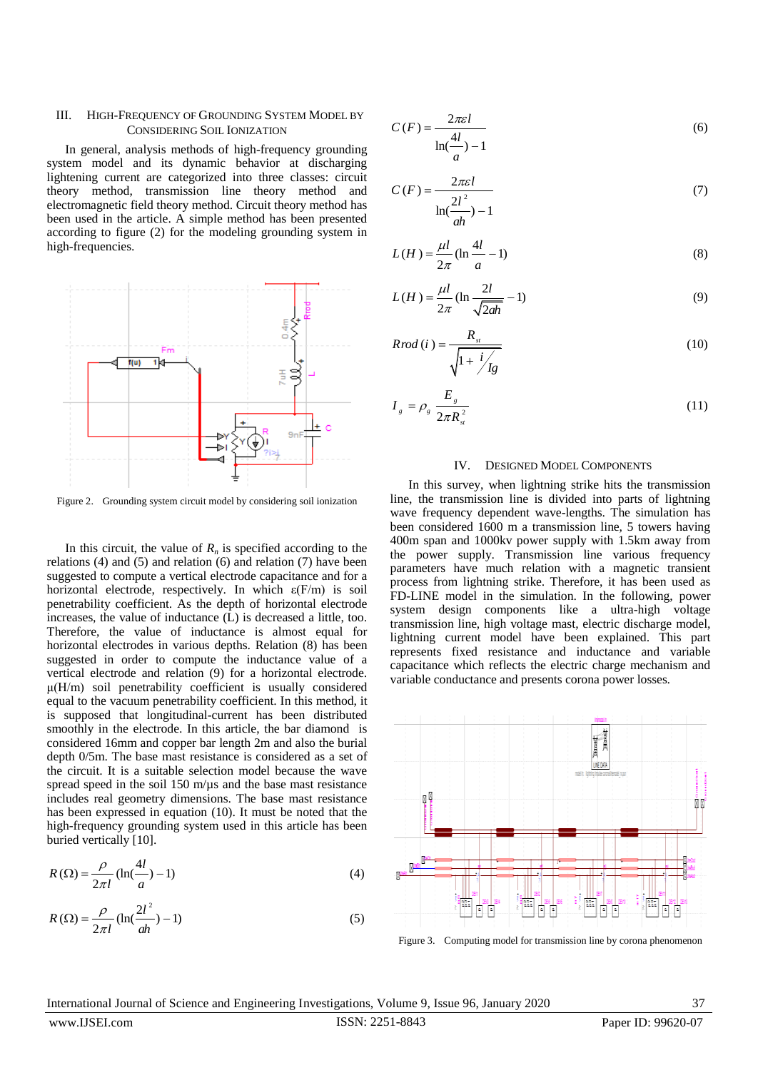## III. High-Frequency of Grounding System Model by Considering Soil Ionization

In general, analysis methods of high-frequency grounding system model and its dynamic behavior at discharging lightening current are categorized into three classes: circuit theory method, transmission line theory method and electromagnetic field theory method. Circuit theory method has been used in the article. A simple method has been presented according to figure (2) for the modeling grounding system in high-frequencies.

Figure 2. Grounding system circuit model by considering soil ionization

In this circuit, the value of $R_n$ is specified according to the relations (4) and (5) and relation (6) and relation (7) have been suggested to compute a vertical electrode capacitance and for a horizontal electrode, respectively. In which ε(F/m) is soil penetrability coefficient. As the depth of horizontal electrode increases, the value of inductance (L) is decreased a little, too. Therefore, the value of inductance is almost equal for horizontal electrodes in various depths. Relation (8) has been suggested in order to compute the inductance value of a vertical electrode and relation (9) for a horizontal electrode. μ(H/m) soil penetrability coefficient is usually considered equal to the vacuum penetrability coefficient. In this method, it is supposed that longitudinal-current has been distributed smoothly in the electrode. In this article, the bar diamond is considered 16mm and copper bar length 2m and also the burial depth 0/5m. The base mast resistance is considered as a set of the circuit. It is a suitable selection model because the wave spread speed in the soil 150 m/μs and the base mast resistance includes real geometry dimensions. The base mast resistance has been expressed in equation (10). It must be noted that the high-frequency grounding system used in this article has been buried vertically [10].

$$R(\Omega) = \frac{\rho}{2\pi l}\left(\ln\left(\frac{4l}{a}\right) - 1\right) \tag{4}$$

$$R(\Omega) = \frac{\rho}{2\pi l}\left(\ln\left(\frac{2l^2}{ah}\right) - 1\right) \tag{5}$$

$$C(F) = \frac{2\pi\varepsilon l}{\ln\left(\frac{4l}{a}\right) - 1} \tag{6}$$

$$C(F) = \frac{2\pi\varepsilon l}{\ln\left(\frac{2l^2}{ah}\right) - 1} \tag{7}$$

$$L(H) = \frac{\mu l}{2\pi}\left(\ln\frac{4l}{a} - 1\right) \tag{8}$$

$$L(H) = \frac{\mu l}{2\pi}\left(\ln\frac{2l}{\sqrt{2ah}} - 1\right) \tag{9}$$

$$Rrod(i) = \frac{R_{st}}{\sqrt{1 + i/Ig}} \tag{10}$$

$$I_g = \rho_g \frac{E_g}{2\pi R_{st}^2} \tag{11}$$

## IV. Designed Model Components

In this survey, when lightning strike hits the transmission line, the transmission line is divided into parts of lightning wave frequency dependent wave-lengths. The simulation has been considered 1600 m a transmission line, 5 towers having 400m span and 1000kv power supply with 1.5km away from the power supply. Transmission line various frequency parameters have much relation with a magnetic transient process from lightning strike. Therefore, it has been used as FD-LINE model in the simulation. In the following, power system design components like a ultra-high voltage transmission line, high voltage mast, electric discharge model, lightning current model have been explained. This part represents fixed resistance and inductance and variable capacitance which reflects the electric charge mechanism and variable conductance and presents corona power losses.

Figure 3. Computing model for transmission line by corona phenomenon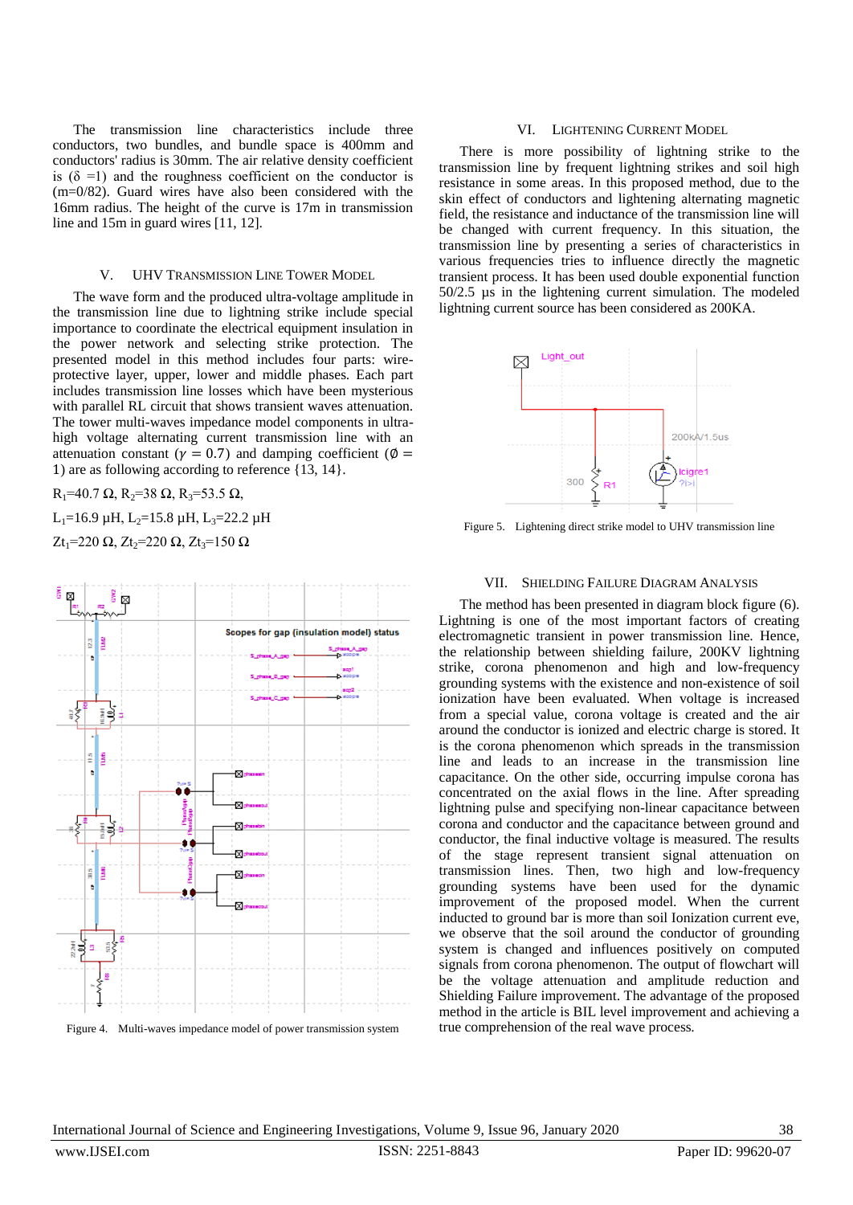The transmission line characteristics include three conductors, two bundles, and bundle space is 400mm and conductors' radius is 30mm. The air relative density coefficient is ($\delta$ =1) and the roughness coefficient on the conductor is (m=0/82). Guard wires have also been considered with the 16mm radius. The height of the curve is 17m in transmission line and 15m in guard wires [11, 12].

## V. UHV Transmission Line Tower Model

The wave form and the produced ultra-voltage amplitude in the transmission line due to lightning strike include special importance to coordinate the electrical equipment insulation in the power network and selecting strike protection. The presented model in this method includes four parts: wire-protective layer, upper, lower and middle phases. Each part includes transmission line losses which have been mysterious with parallel RL circuit that shows transient waves attenuation. The tower multi-waves impedance model components in ultra-high voltage alternating current transmission line with an attenuation constant ($\gamma = 0.7$) and damping coefficient ($\emptyset = 1$) are as following according to reference {13, 14}.

$R_1$=40.7 Ω, $R_2$=38 Ω, $R_3$=53.5 Ω,

$L_1$=16.9 μH, $L_2$=15.8 μH, $L_3$=22.2 μH

$Zt_1$=220 Ω, $Zt_2$=220 Ω, $Zt_3$=150 Ω

Figure 4. Multi-waves impedance model of power transmission system

## VI. Lightening Current Model

There is more possibility of lightning strike to the transmission line by frequent lightning strikes and soil high resistance in some areas. In this proposed method, due to the skin effect of conductors and lightening alternating magnetic field, the resistance and inductance of the transmission line will be changed with current frequency. In this situation, the transmission line by presenting a series of characteristics in various frequencies tries to influence directly the magnetic transient process. It has been used double exponential function 50/2.5 μs in the lightening current simulation. The modeled lightning current source has been considered as 200KA.

Figure 5. Lightening direct strike model to UHV transmission line

## VII. Shielding Failure Diagram Analysis

The method has been presented in diagram block figure (6). Lightning is one of the most important factors of creating electromagnetic transient in power transmission line. Hence, the relationship between shielding failure, 200KV lightning strike, corona phenomenon and high and low-frequency grounding systems with the existence and non-existence of soil ionization have been evaluated. When voltage is increased from a special value, corona voltage is created and the air around the conductor is ionized and electric charge is stored. It is the corona phenomenon which spreads in the transmission line and leads to an increase in the transmission line capacitance. On the other side, occurring impulse corona has concentrated on the axial flows in the line. After spreading lightning pulse and specifying non-linear capacitance between corona and conductor and the capacitance between ground and conductor, the final inductive voltage is measured. The results of the stage represent transient signal attenuation on transmission lines. Then, two high and low-frequency grounding systems have been used for the dynamic improvement of the proposed model. When the current inducted to ground bar is more than soil Ionization current eve, we observe that the soil around the conductor of grounding system is changed and influences positively on computed signals from corona phenomenon. The output of flowchart will be the voltage attenuation and amplitude reduction and Shielding Failure improvement. The advantage of the proposed method in the article is BIL level improvement and achieving a true comprehension of the real wave process.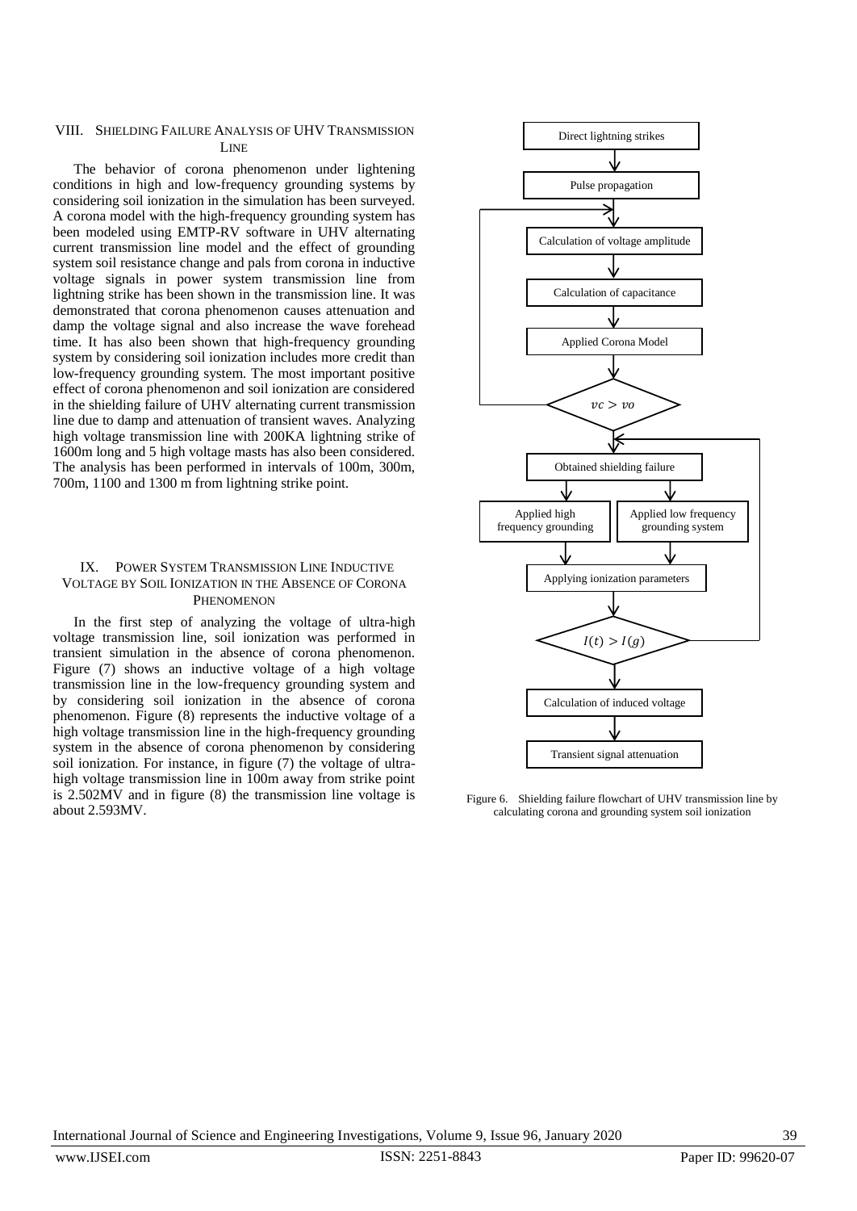## VIII. Shielding Failure Analysis of UHV Transmission Line

The behavior of corona phenomenon under lightening conditions in high and low-frequency grounding systems by considering soil ionization in the simulation has been surveyed. A corona model with the high-frequency grounding system has been modeled using EMTP-RV software in UHV alternating current transmission line model and the effect of grounding system soil resistance change and pals from corona in inductive voltage signals in power system transmission line from lightning strike has been shown in the transmission line. It was demonstrated that corona phenomenon causes attenuation and damp the voltage signal and also increase the wave forehead time. It has also been shown that high-frequency grounding system by considering soil ionization includes more credit than low-frequency grounding system. The most important positive effect of corona phenomenon and soil ionization are considered in the shielding failure of UHV alternating current transmission line due to damp and attenuation of transient waves. Analyzing high voltage transmission line with 200KA lightning strike of 1600m long and 5 high voltage masts has also been considered. The analysis has been performed in intervals of 100m, 300m, 700m, 1100 and 1300 m from lightning strike point.

## IX. Power System Transmission Line Inductive Voltage by Soil Ionization in the Absence of Corona Phenomenon

In the first step of analyzing the voltage of ultra-high voltage transmission line, soil ionization was performed in transient simulation in the absence of corona phenomenon. Figure (7) shows an inductive voltage of a high voltage transmission line in the low-frequency grounding system and by considering soil ionization in the absence of corona phenomenon. Figure (8) represents the inductive voltage of a high voltage transmission line in the high-frequency grounding system in the absence of corona phenomenon by considering soil ionization. For instance, in figure (7) the voltage of ultra-high voltage transmission line in 100m away from strike point is 2.502MV and in figure (8) the transmission line voltage is about 2.593MV.

Figure 6. Shielding failure flowchart of UHV transmission line by calculating corona and grounding system soil ionization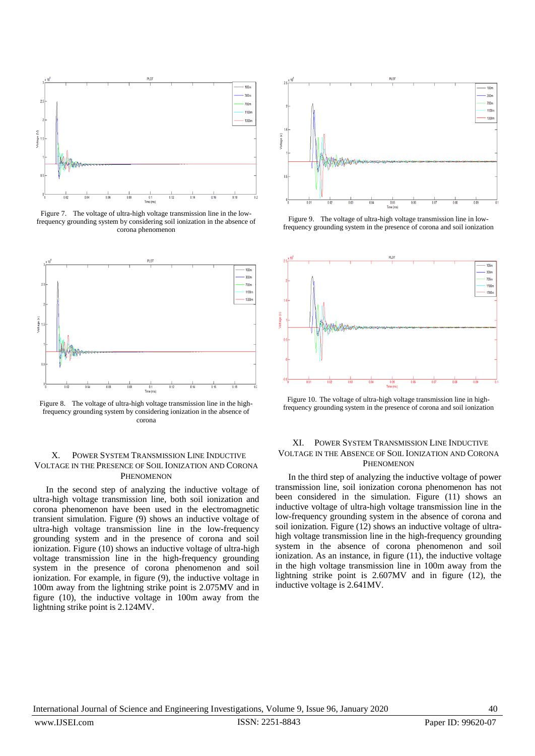Figure 7. The voltage of ultra-high voltage transmission line in the low-frequency grounding system by considering soil ionization in the absence of corona phenomenon

Figure 8. The voltage of ultra-high voltage transmission line in the high-frequency grounding system by considering ionization in the absence of corona

## X. Power System Transmission Line Inductive Voltage in the Presence of Soil Ionization and Corona Phenomenon

In the second step of analyzing the inductive voltage of ultra-high voltage transmission line, both soil ionization and corona phenomenon have been used in the electromagnetic transient simulation. Figure (9) shows an inductive voltage of ultra-high voltage transmission line in the low-frequency grounding system and in the presence of corona and soil ionization. Figure (10) shows an inductive voltage of ultra-high voltage transmission line in the high-frequency grounding system in the presence of corona phenomenon and soil ionization. For example, in figure (9), the inductive voltage in 100m away from the lightning strike point is 2.075MV and in figure (10), the inductive voltage in 100m away from the lightning strike point is 2.124MV.

Figure 9. The voltage of ultra-high voltage transmission line in low-frequency grounding system in the presence of corona and soil ionization

Figure 10. The voltage of ultra-high voltage transmission line in high-frequency grounding system in the presence of corona and soil ionization

## XI. Power System Transmission Line Inductive Voltage in the Absence of Soil Ionization and Corona Phenomenon

In the third step of analyzing the inductive voltage of power transmission line, soil ionization corona phenomenon has not been considered in the simulation. Figure (11) shows an inductive voltage of ultra-high voltage transmission line in the low-frequency grounding system in the absence of corona and soil ionization. Figure (12) shows an inductive voltage of ultra-high voltage transmission line in the high-frequency grounding system in the absence of corona phenomenon and soil ionization. As an instance, in figure (11), the inductive voltage in the high voltage transmission line in 100m away from the lightning strike point is 2.607MV and in figure (12), the inductive voltage is 2.641MV.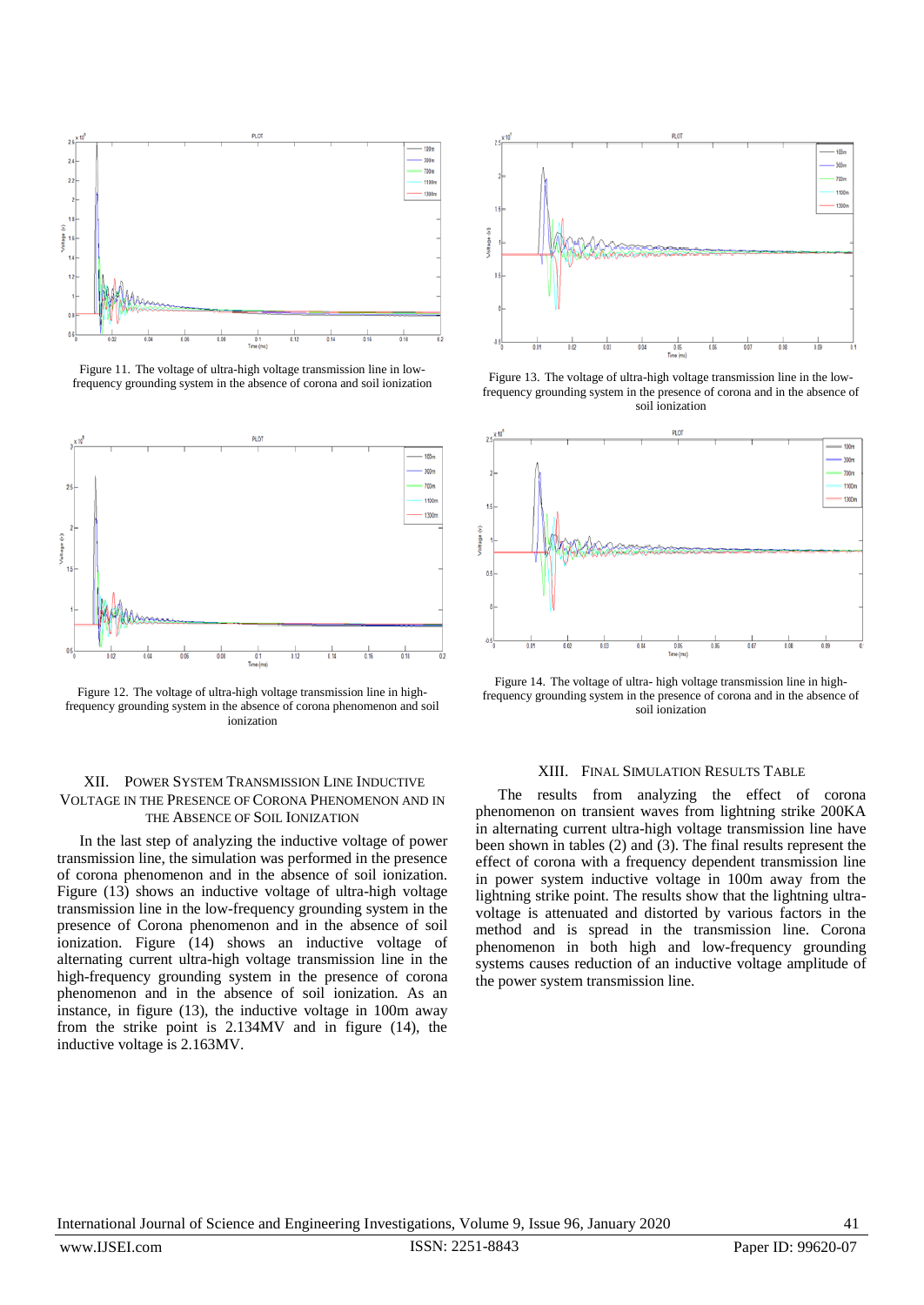Figure 11. The voltage of ultra-high voltage transmission line in low-frequency grounding system in the absence of corona and soil ionization

Figure 12. The voltage of ultra-high voltage transmission line in high-frequency grounding system in the absence of corona phenomenon and soil ionization

Figure 13. The voltage of ultra-high voltage transmission line in the low-frequency grounding system in the presence of corona and in the absence of soil ionization

Figure 14. The voltage of ultra- high voltage transmission line in high-frequency grounding system in the presence of corona and in the absence of soil ionization

## XII. Power System Transmission Line Inductive Voltage in the Presence of Corona Phenomenon and in the Absence of Soil Ionization

In the last step of analyzing the inductive voltage of power transmission line, the simulation was performed in the presence of corona phenomenon and in the absence of soil ionization. Figure (13) shows an inductive voltage of ultra-high voltage transmission line in the low-frequency grounding system in the presence of Corona phenomenon and in the absence of soil ionization. Figure (14) shows an inductive voltage of alternating current ultra-high voltage transmission line in the high-frequency grounding system in the presence of corona phenomenon and in the absence of soil ionization. As an instance, in figure (13), the inductive voltage in 100m away from the strike point is 2.134MV and in figure (14), the inductive voltage is 2.163MV.

## XIII. Final Simulation Results Table

The results from analyzing the effect of corona phenomenon on transient waves from lightning strike 200KA in alternating current ultra-high voltage transmission line have been shown in tables (2) and (3). The final results represent the effect of corona with a frequency dependent transmission line in power system inductive voltage in 100m away from the lightning strike point. The results show that the lightning ultra-voltage is attenuated and distorted by various factors in the method and is spread in the transmission line. Corona phenomenon in both high and low-frequency grounding systems causes reduction of an inductive voltage amplitude of the power system transmission line.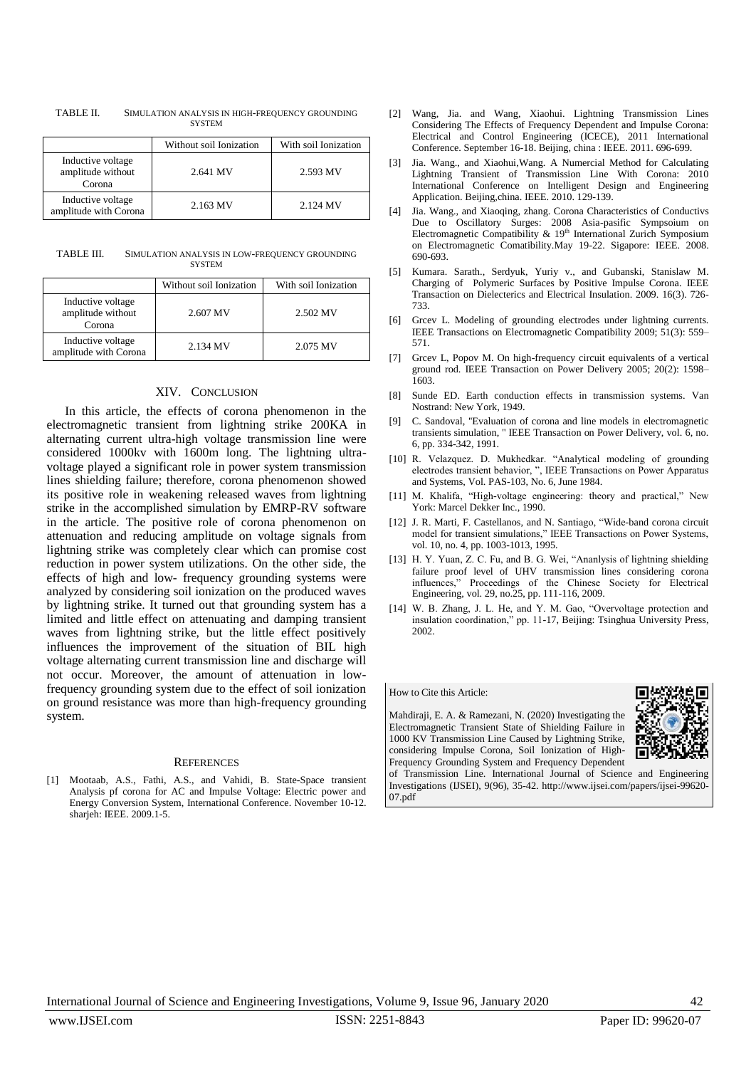TABLE II. SIMULATION ANALYSIS IN HIGH-FREQUENCY GROUNDING SYSTEM

| | Without soil Ionization | With soil Ionization |
|---|---|---|
| Inductive voltage amplitude without Corona | 2.641 MV | 2.593 MV |
| Inductive voltage amplitude with Corona | 2.163 MV | 2.124 MV |

TABLE III. SIMULATION ANALYSIS IN LOW-FREQUENCY GROUNDING SYSTEM

| | Without soil Ionization | With soil Ionization |
|---|---|---|
| Inductive voltage amplitude without Corona | 2.607 MV | 2.502 MV |
| Inductive voltage amplitude with Corona | 2.134 MV | 2.075 MV |

## XIV. CONCLUSION

In this article, the effects of corona phenomenon in the electromagnetic transient from lightning strike 200KA in alternating current ultra-high voltage transmission line were considered 1000kv with 1600m long. The lightning ultra-voltage played a significant role in power system transmission lines shielding failure; therefore, corona phenomenon showed its positive role in weakening released waves from lightning strike in the accomplished simulation by EMRP-RV software in the article. The positive role of corona phenomenon on attenuation and reducing amplitude on voltage signals from lightning strike was completely clear which can promise cost reduction in power system utilizations. On the other side, the effects of high and low- frequency grounding systems were analyzed by considering soil ionization on the produced waves by lightning strike. It turned out that grounding system has a limited and little effect on attenuating and damping transient waves from lightning strike, but the little effect positively influences the improvement of the situation of BIL high voltage alternating current transmission line and discharge will not occur. Moreover, the amount of attenuation in low-frequency grounding system due to the effect of soil ionization on ground resistance was more than high-frequency grounding system.

## REFERENCES

[1] Mootaab, A.S., Fathi, A.S., and Vahidi, B. State-Space transient Analysis pf corona for AC and Impulse Voltage: Electric power and Energy Conversion System, International Conference. November 10-12. sharjeh: IEEE. 2009.1-5.

[2] Wang, Jia. and Wang, Xiaohui. Lightning Transmission Lines Considering The Effects of Frequency Dependent and Impulse Corona: Electrical and Control Engineering (ICECE), 2011 International Conference. September 16-18. Beijing, china : IEEE. 2011. 696-699.

[3] Jia. Wang., and Xiaohui,Wang. A Numercial Method for Calculating Lightning Transient of Transmission Line With Corona: 2010 International Conference on Intelligent Design and Engineering Application. Beijing,china. IEEE. 2010. 129-139.

[4] Jia. Wang., and Xiaoqing, zhang. Corona Characteristics of Conductivs Due to Oscillatory Surges: 2008 Asia-pasific Sympsoium on Electromagnetic Compatibility & 19th International Zurich Symposium on Electromagnetic Comatibility.May 19-22. Sigapore: IEEE. 2008. 690-693.

[5] Kumara. Sarath., Serdyuk, Yuriy v., and Gubanski, Stanislaw M. Charging of Polymeric Surfaces by Positive Impulse Corona. IEEE Transaction on Dielecterics and Electrical Insulation. 2009. 16(3). 726-733.

[6] Grcev L. Modeling of grounding electrodes under lightning currents. IEEE Transactions on Electromagnetic Compatibility 2009; 51(3): 559–571.

[7] Grcev L, Popov M. On high-frequency circuit equivalents of a vertical ground rod. IEEE Transaction on Power Delivery 2005; 20(2): 1598–1603.

[8] Sunde ED. Earth conduction effects in transmission systems. Van Nostrand: New York, 1949.

[9] C. Sandoval, "Evaluation of corona and line models in electromagnetic transients simulation, " IEEE Transaction on Power Delivery, vol. 6, no. 6, pp. 334-342, 1991.

[10] R. Velazquez. D. Mukhedkar. "Analytical modeling of grounding electrodes transient behavior, ", IEEE Transactions on Power Apparatus and Systems, Vol. PAS-103, No. 6, June 1984.

[11] M. Khalifa, "High-voltage engineering: theory and practical," New York: Marcel Dekker Inc., 1990.

[12] J. R. Marti, F. Castellanos, and N. Santiago, "Wide-band corona circuit model for transient simulations," IEEE Transactions on Power Systems, vol. 10, no. 4, pp. 1003-1013, 1995.

[13] H. Y. Yuan, Z. C. Fu, and B. G. Wei, "Ananlysis of lightning shielding failure proof level of UHV transmission lines considering corona influences," Proceedings of the Chinese Society for Electrical Engineering, vol. 29, no.25, pp. 111-116, 2009.

[14] W. B. Zhang, J. L. He, and Y. M. Gao, "Overvoltage protection and insulation coordination," pp. 11-17, Beijing: Tsinghua University Press, 2002.

How to Cite this Article:

Mahdiraji, E. A. & Ramezani, N. (2020) Investigating the Electromagnetic Transient State of Shielding Failure in 1000 KV Transmission Line Caused by Lightning Strike, considering Impulse Corona, Soil Ionization of High-Frequency Grounding System and Frequency Dependent of Transmission Line. International Journal of Science and Engineering Investigations (IJSEI), 9(96), 35-42. http://www.ijsei.com/papers/ijsei-99620-07.pdf